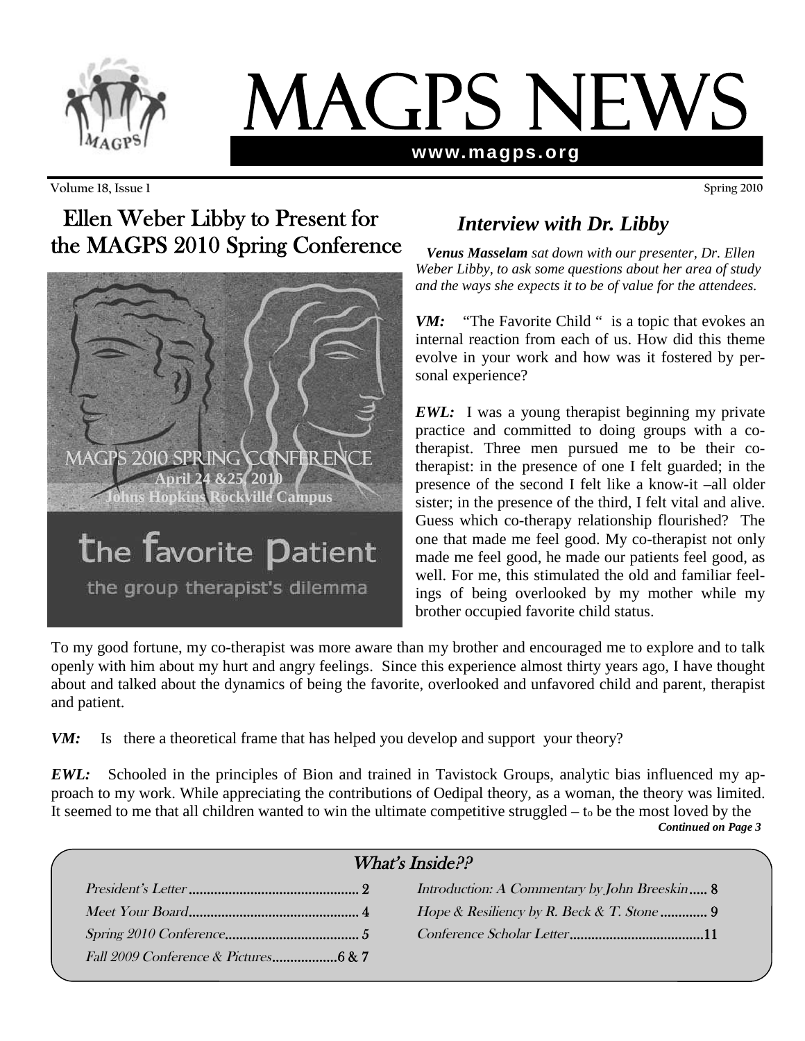# MAGPS NEWS

**www.magps.org**

Volume 18, Issue 1 — Spring 2010

## Ellen Weber Libby to Present for the MAGPS 2010 Spring Conference

MAGPS 2010 SPRING CONFERENCE
April 24 &25, 2010
Johns Hopkins Rockville Campus

the favorite patient
the group therapist's dilemma

## *Interview with Dr. Libby*

*Venus Masselam sat down with our presenter, Dr. Ellen Weber Libby, to ask some questions about her area of study and the ways she expects it to be of value for the attendees.*

***VM:*** "The Favorite Child " is a topic that evokes an internal reaction from each of us. How did this theme evolve in your work and how was it fostered by personal experience?

***EWL:*** I was a young therapist beginning my private practice and committed to doing groups with a co-therapist. Three men pursued me to be their co-therapist: in the presence of one I felt guarded; in the presence of the second I felt like a know-it –all older sister; in the presence of the third, I felt vital and alive. Guess which co-therapy relationship flourished? The one that made me feel good. My co-therapist not only made me feel good, he made our patients feel good, as well. For me, this stimulated the old and familiar feelings of being overlooked by my mother while my brother occupied favorite child status.

To my good fortune, my co-therapist was more aware than my brother and encouraged me to explore and to talk openly with him about my hurt and angry feelings. Since this experience almost thirty years ago, I have thought about and talked about the dynamics of being the favorite, overlooked and unfavored child and parent, therapist and patient.

***VM:*** Is there a theoretical frame that has helped you develop and support your theory?

***EWL:*** Schooled in the principles of Bion and trained in Tavistock Groups, analytic bias influenced my approach to my work. While appreciating the contributions of Oedipal theory, as a woman, the theory was limited. It seemed to me that all children wanted to win the ultimate competitive struggled – to be the most loved by the

*Continued on Page 3*

### What's Inside??

- *President's Letter* .............................................. 2
- *Meet Your Board*............................................... 4
- *Spring 2010 Conference*..................................... 5
- *Fall 2009 Conference & Pictures*..................6 & 7
- *Introduction: A Commentary by John Breeskin*..... 8
- *Hope & Resiliency by R. Beck & T. Stone* ............. 9
- *Conference Scholar Letter*....................................11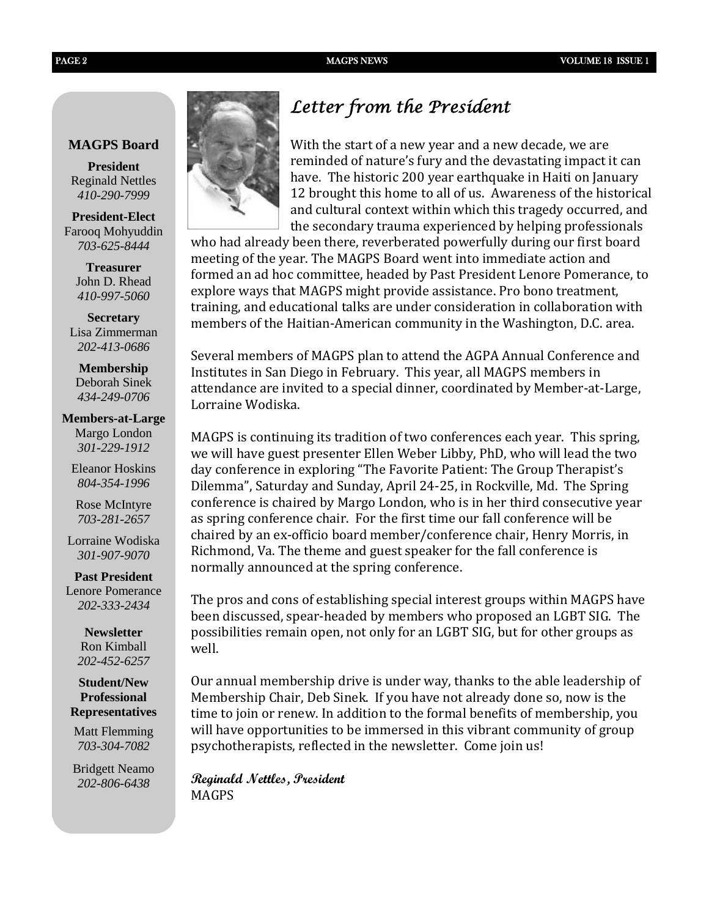## MAGPS Board

**President**
Reginald Nettles
*410-290-7999*

**President-Elect**
Farooq Mohyuddin
*703-625-8444*

**Treasurer**
John D. Rhead
*410-997-5060*

**Secretary**
Lisa Zimmerman
*202-413-0686*

**Membership**
Deborah Sinek
*434-249-0706*

**Members-at-Large**
Margo London
*301-229-1912*

Eleanor Hoskins
*804-354-1996*

Rose McIntyre
*703-281-2657*

Lorraine Wodiska
*301-907-9070*

**Past President**
Lenore Pomerance
*202-333-2434*

**Newsletter**
Ron Kimball
*202-452-6257*

**Student/New Professional Representatives**

Matt Flemming
*703-304-7082*

Bridgett Neamo
*202-806-6438*

# *Letter from the President*

With the start of a new year and a new decade, we are reminded of nature's fury and the devastating impact it can have. The historic 200 year earthquake in Haiti on January 12 brought this home to all of us. Awareness of the historical and cultural context within which this tragedy occurred, and the secondary trauma experienced by helping professionals who had already been there, reverberated powerfully during our first board meeting of the year. The MAGPS Board went into immediate action and formed an ad hoc committee, headed by Past President Lenore Pomerance, to explore ways that MAGPS might provide assistance. Pro bono treatment, training, and educational talks are under consideration in collaboration with members of the Haitian-American community in the Washington, D.C. area.

Several members of MAGPS plan to attend the AGPA Annual Conference and Institutes in San Diego in February. This year, all MAGPS members in attendance are invited to a special dinner, coordinated by Member-at-Large, Lorraine Wodiska.

MAGPS is continuing its tradition of two conferences each year. This spring, we will have guest presenter Ellen Weber Libby, PhD, who will lead the two day conference in exploring "The Favorite Patient: The Group Therapist's Dilemma", Saturday and Sunday, April 24-25, in Rockville, Md. The Spring conference is chaired by Margo London, who is in her third consecutive year as spring conference chair. For the first time our fall conference will be chaired by an ex-officio board member/conference chair, Henry Morris, in Richmond, Va. The theme and guest speaker for the fall conference is normally announced at the spring conference.

The pros and cons of establishing special interest groups within MAGPS have been discussed, spear-headed by members who proposed an LGBT SIG. The possibilities remain open, not only for an LGBT SIG, but for other groups as well.

Our annual membership drive is under way, thanks to the able leadership of Membership Chair, Deb Sinek. If you have not already done so, now is the time to join or renew. In addition to the formal benefits of membership, you will have opportunities to be immersed in this vibrant community of group psychotherapists, reflected in the newsletter. Come join us!

**Reginald Nettles, President**
MAGPS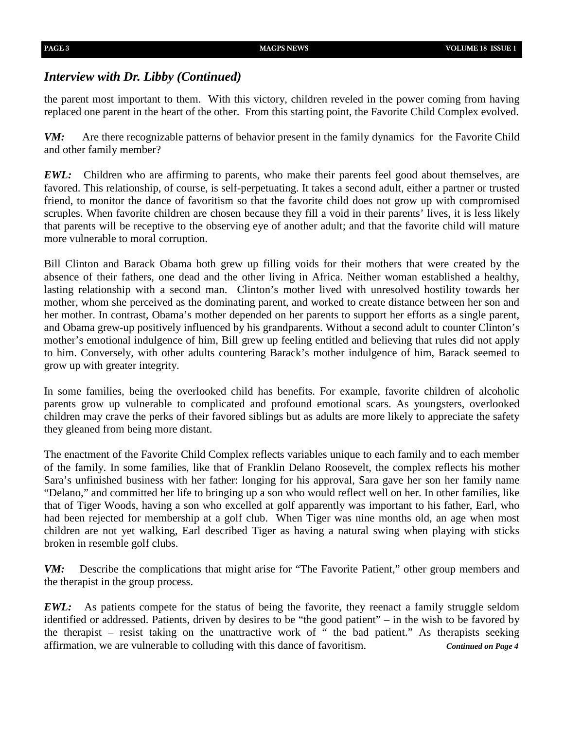## *Interview with Dr. Libby (Continued)*

the parent most important to them. With this victory, children reveled in the power coming from having replaced one parent in the heart of the other. From this starting point, the Favorite Child Complex evolved.

***VM:*** Are there recognizable patterns of behavior present in the family dynamics for the Favorite Child and other family member?

***EWL:*** Children who are affirming to parents, who make their parents feel good about themselves, are favored. This relationship, of course, is self-perpetuating. It takes a second adult, either a partner or trusted friend, to monitor the dance of favoritism so that the favorite child does not grow up with compromised scruples. When favorite children are chosen because they fill a void in their parents' lives, it is less likely that parents will be receptive to the observing eye of another adult; and that the favorite child will mature more vulnerable to moral corruption.

Bill Clinton and Barack Obama both grew up filling voids for their mothers that were created by the absence of their fathers, one dead and the other living in Africa. Neither woman established a healthy, lasting relationship with a second man. Clinton's mother lived with unresolved hostility towards her mother, whom she perceived as the dominating parent, and worked to create distance between her son and her mother. In contrast, Obama's mother depended on her parents to support her efforts as a single parent, and Obama grew-up positively influenced by his grandparents. Without a second adult to counter Clinton's mother's emotional indulgence of him, Bill grew up feeling entitled and believing that rules did not apply to him. Conversely, with other adults countering Barack's mother indulgence of him, Barack seemed to grow up with greater integrity.

In some families, being the overlooked child has benefits. For example, favorite children of alcoholic parents grow up vulnerable to complicated and profound emotional scars. As youngsters, overlooked children may crave the perks of their favored siblings but as adults are more likely to appreciate the safety they gleaned from being more distant.

The enactment of the Favorite Child Complex reflects variables unique to each family and to each member of the family. In some families, like that of Franklin Delano Roosevelt, the complex reflects his mother Sara's unfinished business with her father: longing for his approval, Sara gave her son her family name "Delano," and committed her life to bringing up a son who would reflect well on her. In other families, like that of Tiger Woods, having a son who excelled at golf apparently was important to his father, Earl, who had been rejected for membership at a golf club. When Tiger was nine months old, an age when most children are not yet walking, Earl described Tiger as having a natural swing when playing with sticks broken in resemble golf clubs.

***VM:*** Describe the complications that might arise for "The Favorite Patient," other group members and the therapist in the group process.

***EWL:*** As patients compete for the status of being the favorite, they reenact a family struggle seldom identified or addressed. Patients, driven by desires to be "the good patient" – in the wish to be favored by the therapist – resist taking on the unattractive work of " the bad patient." As therapists seeking affirmation, we are vulnerable to colluding with this dance of favoritism.

***Continued on Page 4***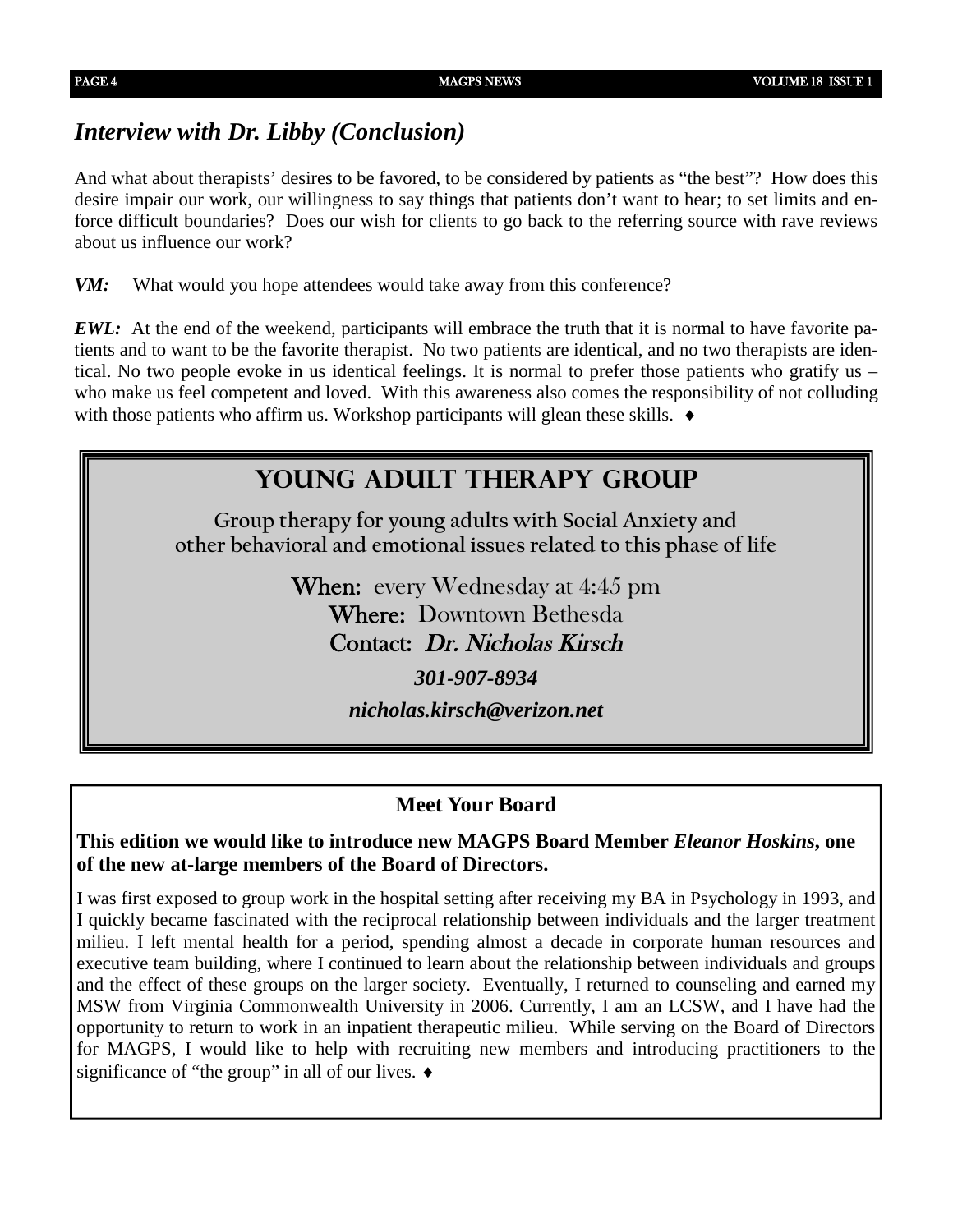## *Interview with Dr. Libby (Conclusion)*

And what about therapists' desires to be favored, to be considered by patients as "the best"? How does this desire impair our work, our willingness to say things that patients don't want to hear; to set limits and enforce difficult boundaries? Does our wish for clients to go back to the referring source with rave reviews about us influence our work?

***VM:*** What would you hope attendees would take away from this conference?

***EWL:*** At the end of the weekend, participants will embrace the truth that it is normal to have favorite patients and to want to be the favorite therapist. No two patients are identical, and no two therapists are identical. No two people evoke in us identical feelings. It is normal to prefer those patients who gratify us – who make us feel competent and loved. With this awareness also comes the responsibility of not colluding with those patients who affirm us. Workshop participants will glean these skills. ♦

## YOUNG ADULT THERAPY GROUP

Group therapy for young adults with Social Anxiety and other behavioral and emotional issues related to this phase of life

**When:** every Wednesday at 4:45 pm

**Where:** Downtown Bethesda

**Contact:** *Dr. Nicholas Kirsch*

***301-907-8934***

***nicholas.kirsch@verizon.net***

### Meet Your Board

**This edition we would like to introduce new MAGPS Board Member *Eleanor Hoskins*, one of the new at-large members of the Board of Directors.**

I was first exposed to group work in the hospital setting after receiving my BA in Psychology in 1993, and I quickly became fascinated with the reciprocal relationship between individuals and the larger treatment milieu. I left mental health for a period, spending almost a decade in corporate human resources and executive team building, where I continued to learn about the relationship between individuals and groups and the effect of these groups on the larger society. Eventually, I returned to counseling and earned my MSW from Virginia Commonwealth University in 2006. Currently, I am an LCSW, and I have had the opportunity to return to work in an inpatient therapeutic milieu. While serving on the Board of Directors for MAGPS, I would like to help with recruiting new members and introducing practitioners to the significance of "the group" in all of our lives. ♦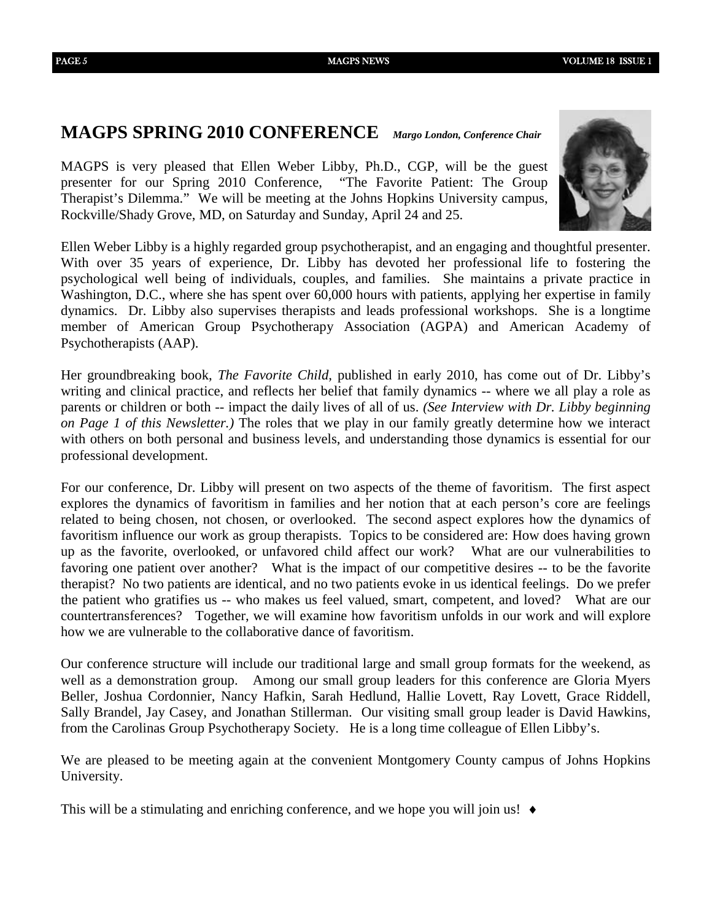## MAGPS SPRING 2010 CONFERENCE *Margo London, Conference Chair*

MAGPS is very pleased that Ellen Weber Libby, Ph.D., CGP, will be the guest presenter for our Spring 2010 Conference, "The Favorite Patient: The Group Therapist's Dilemma." We will be meeting at the Johns Hopkins University campus, Rockville/Shady Grove, MD, on Saturday and Sunday, April 24 and 25.

Ellen Weber Libby is a highly regarded group psychotherapist, and an engaging and thoughtful presenter. With over 35 years of experience, Dr. Libby has devoted her professional life to fostering the psychological well being of individuals, couples, and families. She maintains a private practice in Washington, D.C., where she has spent over 60,000 hours with patients, applying her expertise in family dynamics. Dr. Libby also supervises therapists and leads professional workshops. She is a longtime member of American Group Psychotherapy Association (AGPA) and American Academy of Psychotherapists (AAP).

Her groundbreaking book, *The Favorite Child,* published in early 2010, has come out of Dr. Libby's writing and clinical practice, and reflects her belief that family dynamics -- where we all play a role as parents or children or both -- impact the daily lives of all of us. *(See Interview with Dr. Libby beginning on Page 1 of this Newsletter.)* The roles that we play in our family greatly determine how we interact with others on both personal and business levels, and understanding those dynamics is essential for our professional development.

For our conference, Dr. Libby will present on two aspects of the theme of favoritism. The first aspect explores the dynamics of favoritism in families and her notion that at each person's core are feelings related to being chosen, not chosen, or overlooked. The second aspect explores how the dynamics of favoritism influence our work as group therapists. Topics to be considered are: How does having grown up as the favorite, overlooked, or unfavored child affect our work? What are our vulnerabilities to favoring one patient over another? What is the impact of our competitive desires -- to be the favorite therapist? No two patients are identical, and no two patients evoke in us identical feelings. Do we prefer the patient who gratifies us -- who makes us feel valued, smart, competent, and loved? What are our countertransferences? Together, we will examine how favoritism unfolds in our work and will explore how we are vulnerable to the collaborative dance of favoritism.

Our conference structure will include our traditional large and small group formats for the weekend, as well as a demonstration group. Among our small group leaders for this conference are Gloria Myers Beller, Joshua Cordonnier, Nancy Hafkin, Sarah Hedlund, Hallie Lovett, Ray Lovett, Grace Riddell, Sally Brandel, Jay Casey, and Jonathan Stillerman. Our visiting small group leader is David Hawkins, from the Carolinas Group Psychotherapy Society. He is a long time colleague of Ellen Libby's.

We are pleased to be meeting again at the convenient Montgomery County campus of Johns Hopkins University.

This will be a stimulating and enriching conference, and we hope you will join us! ♦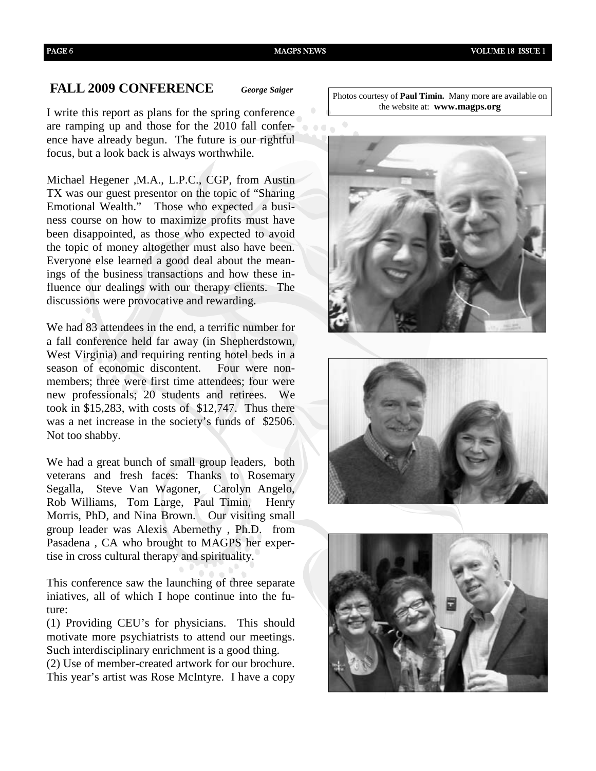## FALL 2009 CONFERENCE

*George Saiger*

I write this report as plans for the spring conference are ramping up and those for the 2010 fall conference have already begun. The future is our rightful focus, but a look back is always worthwhile.

Michael Hegener ,M.A., L.P.C., CGP, from Austin TX was our guest presentor on the topic of "Sharing Emotional Wealth." Those who expected a business course on how to maximize profits must have been disappointed, as those who expected to avoid the topic of money altogether must also have been. Everyone else learned a good deal about the meanings of the business transactions and how these influence our dealings with our therapy clients. The discussions were provocative and rewarding.

We had 83 attendees in the end, a terrific number for a fall conference held far away (in Shepherdstown, West Virginia) and requiring renting hotel beds in a season of economic discontent. Four were nonmembers; three were first time attendees; four were new professionals; 20 students and retirees. We took in $15,283, with costs of $12,747. Thus there was a net increase in the society's funds of $2506. Not too shabby.

We had a great bunch of small group leaders, both veterans and fresh faces: Thanks to Rosemary Segalla, Steve Van Wagoner, Carolyn Angelo, Rob Williams, Tom Large, Paul Timin, Henry Morris, PhD, and Nina Brown. Our visiting small group leader was Alexis Abernethy , Ph.D. from Pasadena , CA who brought to MAGPS her expertise in cross cultural therapy and spirituality.

This conference saw the launching of three separate iniatives, all of which I hope continue into the future:

(1) Providing CEU's for physicians. This should motivate more psychiatrists to attend our meetings. Such interdisciplinary enrichment is a good thing.

(2) Use of member-created artwork for our brochure. This year's artist was Rose McIntyre. I have a copy

Photos courtesy of **Paul Timin.** Many more are available on the website at: **www.magps.org**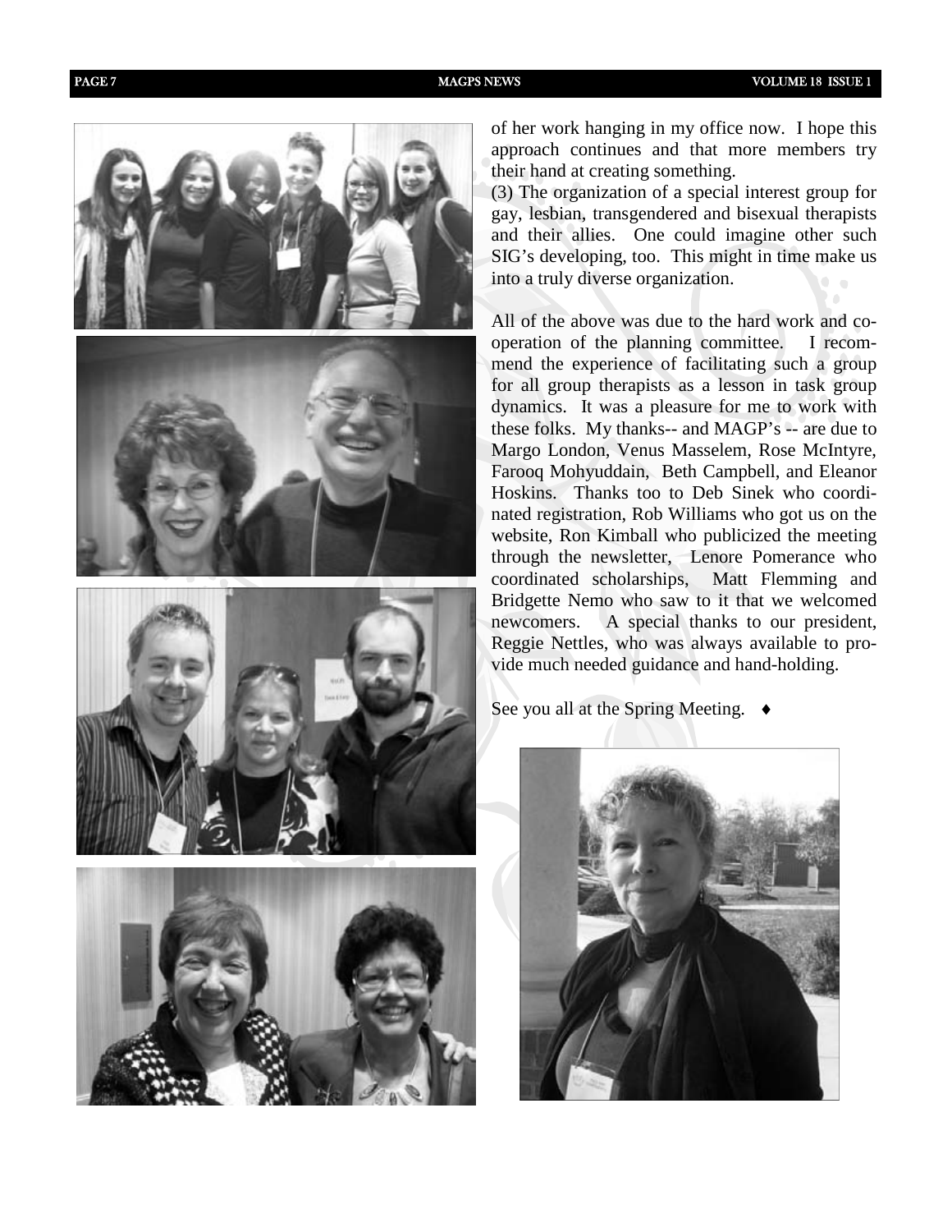of her work hanging in my office now. I hope this approach continues and that more members try their hand at creating something.

(3) The organization of a special interest group for gay, lesbian, transgendered and bisexual therapists and their allies. One could imagine other such SIG's developing, too. This might in time make us into a truly diverse organization.

All of the above was due to the hard work and co-operation of the planning committee. I recommend the experience of facilitating such a group for all group therapists as a lesson in task group dynamics. It was a pleasure for me to work with these folks. My thanks-- and MAGP's -- are due to Margo London, Venus Masselem, Rose McIntyre, Farooq Mohyuddain, Beth Campbell, and Eleanor Hoskins. Thanks too to Deb Sinek who coordinated registration, Rob Williams who got us on the website, Ron Kimball who publicized the meeting through the newsletter, Lenore Pomerance who coordinated scholarships, Matt Flemming and Bridgette Nemo who saw to it that we welcomed newcomers. A special thanks to our president, Reggie Nettles, who was always available to provide much needed guidance and hand-holding.

See you all at the Spring Meeting. ♦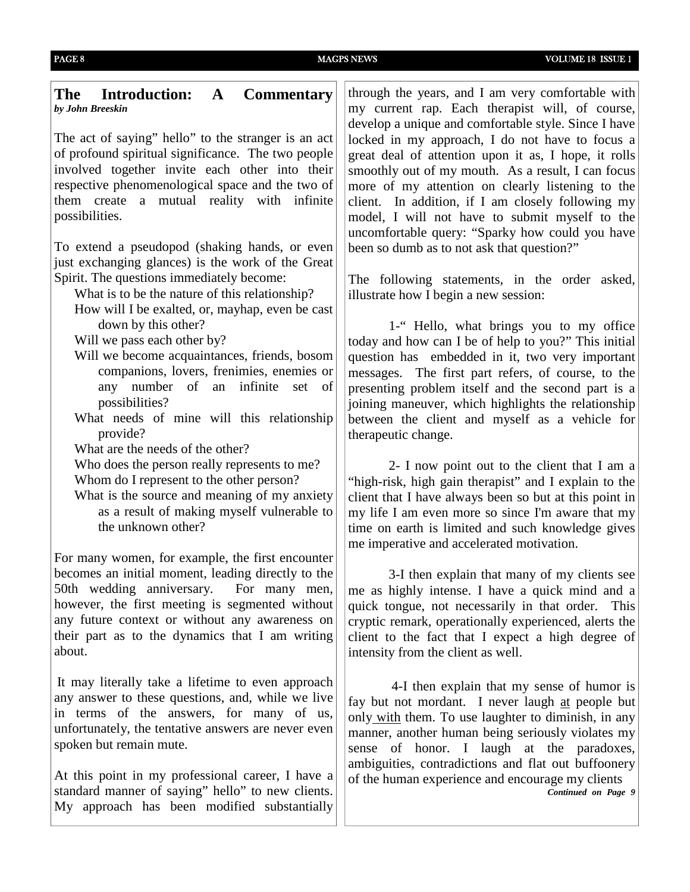## The Introduction: A Commentary

*by John Breeskin*

The act of saying" hello" to the stranger is an act of profound spiritual significance. The two people involved together invite each other into their respective phenomenological space and the two of them create a mutual reality with infinite possibilities.

To extend a pseudopod (shaking hands, or even just exchanging glances) is the work of the Great Spirit. The questions immediately become:

- What is to be the nature of this relationship?
- How will I be exalted, or, mayhap, even be cast down by this other?
- Will we pass each other by?
- Will we become acquaintances, friends, bosom companions, lovers, frenimies, enemies or any number of an infinite set of possibilities?
- What needs of mine will this relationship provide?
- What are the needs of the other?
- Who does the person really represents to me?
- Whom do I represent to the other person?
- What is the source and meaning of my anxiety as a result of making myself vulnerable to the unknown other?

For many women, for example, the first encounter becomes an initial moment, leading directly to the 50th wedding anniversary. For many men, however, the first meeting is segmented without any future context or without any awareness on their part as to the dynamics that I am writing about.

It may literally take a lifetime to even approach any answer to these questions, and, while we live in terms of the answers, for many of us, unfortunately, the tentative answers are never even spoken but remain mute.

At this point in my professional career, I have a standard manner of saying" hello" to new clients. My approach has been modified substantially through the years, and I am very comfortable with my current rap. Each therapist will, of course, develop a unique and comfortable style. Since I have locked in my approach, I do not have to focus a great deal of attention upon it as, I hope, it rolls smoothly out of my mouth. As a result, I can focus more of my attention on clearly listening to the client. In addition, if I am closely following my model, I will not have to submit myself to the uncomfortable query: "Sparky how could you have been so dumb as to not ask that question?"

The following statements, in the order asked, illustrate how I begin a new session:

1-" Hello, what brings you to my office today and how can I be of help to you?" This initial question has embedded in it, two very important messages. The first part refers, of course, to the presenting problem itself and the second part is a joining maneuver, which highlights the relationship between the client and myself as a vehicle for therapeutic change.

2- I now point out to the client that I am a "high-risk, high gain therapist" and I explain to the client that I have always been so but at this point in my life I am even more so since I'm aware that my time on earth is limited and such knowledge gives me imperative and accelerated motivation.

3-I then explain that many of my clients see me as highly intense. I have a quick mind and a quick tongue, not necessarily in that order. This cryptic remark, operationally experienced, alerts the client to the fact that I expect a high degree of intensity from the client as well.

4-I then explain that my sense of humor is fay but not mordant. I never laugh <u>at</u> people but only <u>with</u> them. To use laughter to diminish, in any manner, another human being seriously violates my sense of honor. I laugh at the paradoxes, ambiguities, contradictions and flat out buffoonery of the human experience and encourage my clients

*Continued on Page 9*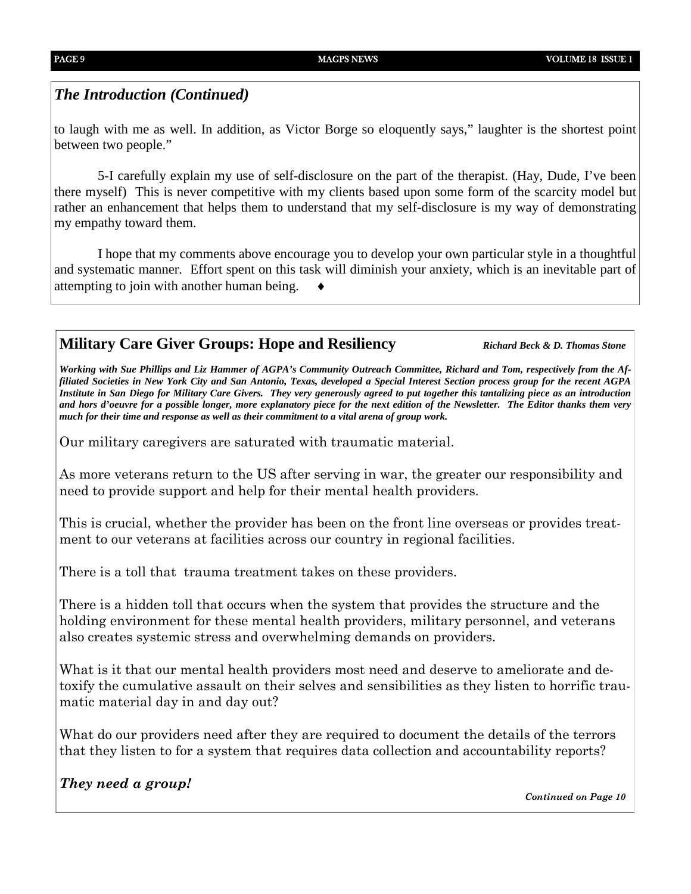## *The Introduction (Continued)*

to laugh with me as well. In addition, as Victor Borge so eloquently says," laughter is the shortest point between two people."

5-I carefully explain my use of self-disclosure on the part of the therapist. (Hay, Dude, I've been there myself) This is never competitive with my clients based upon some form of the scarcity model but rather an enhancement that helps them to understand that my self-disclosure is my way of demonstrating my empathy toward them.

I hope that my comments above encourage you to develop your own particular style in a thoughtful and systematic manner. Effort spent on this task will diminish your anxiety, which is an inevitable part of attempting to join with another human being. ♦

## Military Care Giver Groups: Hope and Resiliency

***Richard Beck & D. Thomas Stone***

***Working with Sue Phillips and Liz Hammer of AGPA's Community Outreach Committee, Richard and Tom, respectively from the Affiliated Societies in New York City and San Antonio, Texas, developed a Special Interest Section process group for the recent AGPA Institute in San Diego for Military Care Givers. They very generously agreed to put together this tantalizing piece as an introduction and hors d'oeuvre for a possible longer, more explanatory piece for the next edition of the Newsletter. The Editor thanks them very much for their time and response as well as their commitment to a vital arena of group work.***

Our military caregivers are saturated with traumatic material.

As more veterans return to the US after serving in war, the greater our responsibility and need to provide support and help for their mental health providers.

This is crucial, whether the provider has been on the front line overseas or provides treatment to our veterans at facilities across our country in regional facilities.

There is a toll that trauma treatment takes on these providers.

There is a hidden toll that occurs when the system that provides the structure and the holding environment for these mental health providers, military personnel, and veterans also creates systemic stress and overwhelming demands on providers.

What is it that our mental health providers most need and deserve to ameliorate and detoxify the cumulative assault on their selves and sensibilities as they listen to horrific traumatic material day in and day out?

What do our providers need after they are required to document the details of the terrors that they listen to for a system that requires data collection and accountability reports?

***They need a group!***

***Continued on Page 10***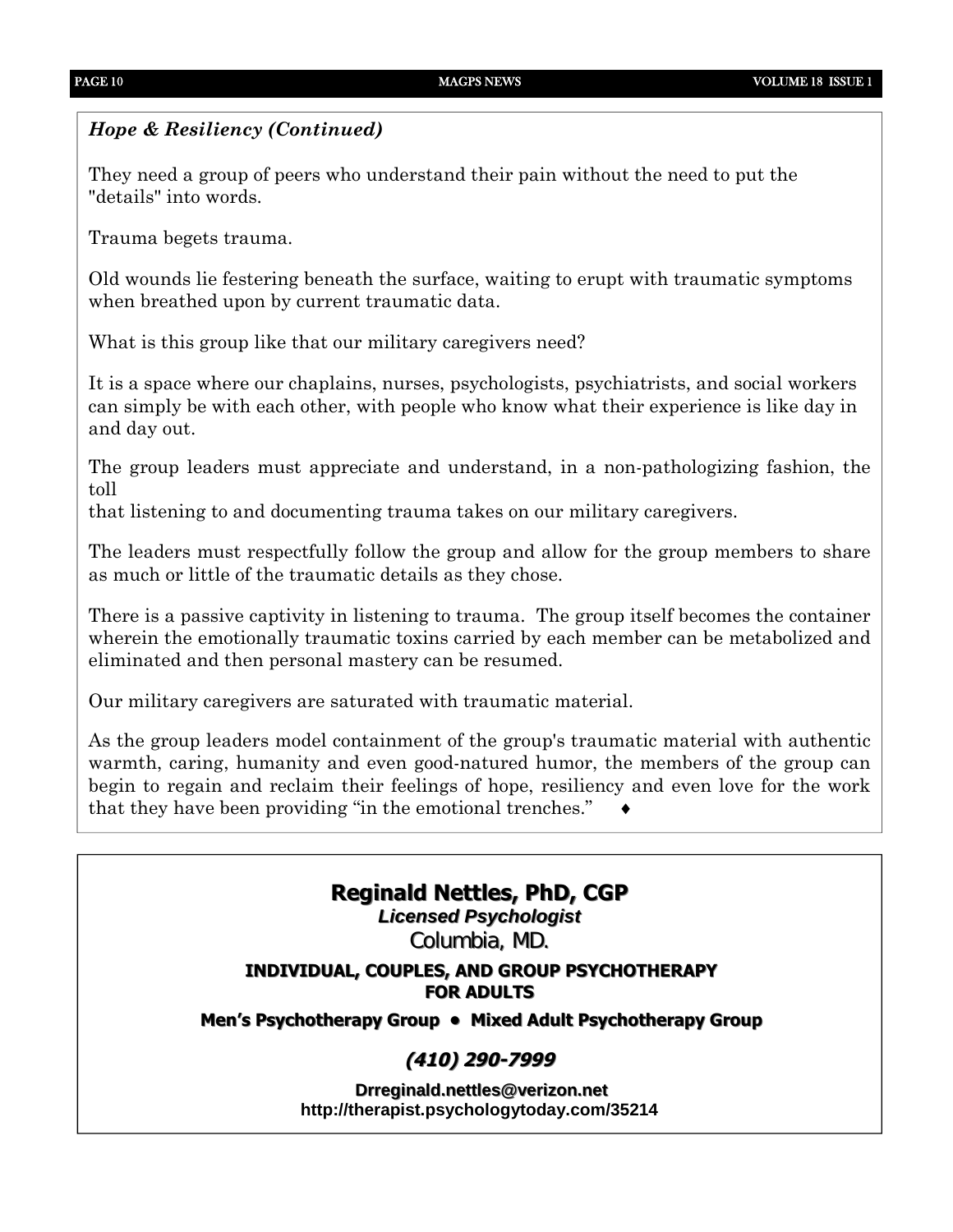*Hope & Resiliency (Continued)*

They need a group of peers who understand their pain without the need to put the "details" into words.

Trauma begets trauma.

Old wounds lie festering beneath the surface, waiting to erupt with traumatic symptoms when breathed upon by current traumatic data.

What is this group like that our military caregivers need?

It is a space where our chaplains, nurses, psychologists, psychiatrists, and social workers can simply be with each other, with people who know what their experience is like day in and day out.

The group leaders must appreciate and understand, in a non-pathologizing fashion, the toll that listening to and documenting trauma takes on our military caregivers.

The leaders must respectfully follow the group and allow for the group members to share as much or little of the traumatic details as they chose.

There is a passive captivity in listening to trauma. The group itself becomes the container wherein the emotionally traumatic toxins carried by each member can be metabolized and eliminated and then personal mastery can be resumed.

Our military caregivers are saturated with traumatic material.

As the group leaders model containment of the group's traumatic material with authentic warmth, caring, humanity and even good-natured humor, the members of the group can begin to regain and reclaim their feelings of hope, resiliency and even love for the work that they have been providing "in the emotional trenches." ♦

---

**Reginald Nettles, PhD, CGP**

***Licensed Psychologist***

Columbia, MD.

**INDIVIDUAL, COUPLES, AND GROUP PSYCHOTHERAPY FOR ADULTS**

**Men's Psychotherapy Group • Mixed Adult Psychotherapy Group**

***(410) 290-7999***

**Drreginald.nettles@verizon.net**
**http://therapist.psychologytoday.com/35214**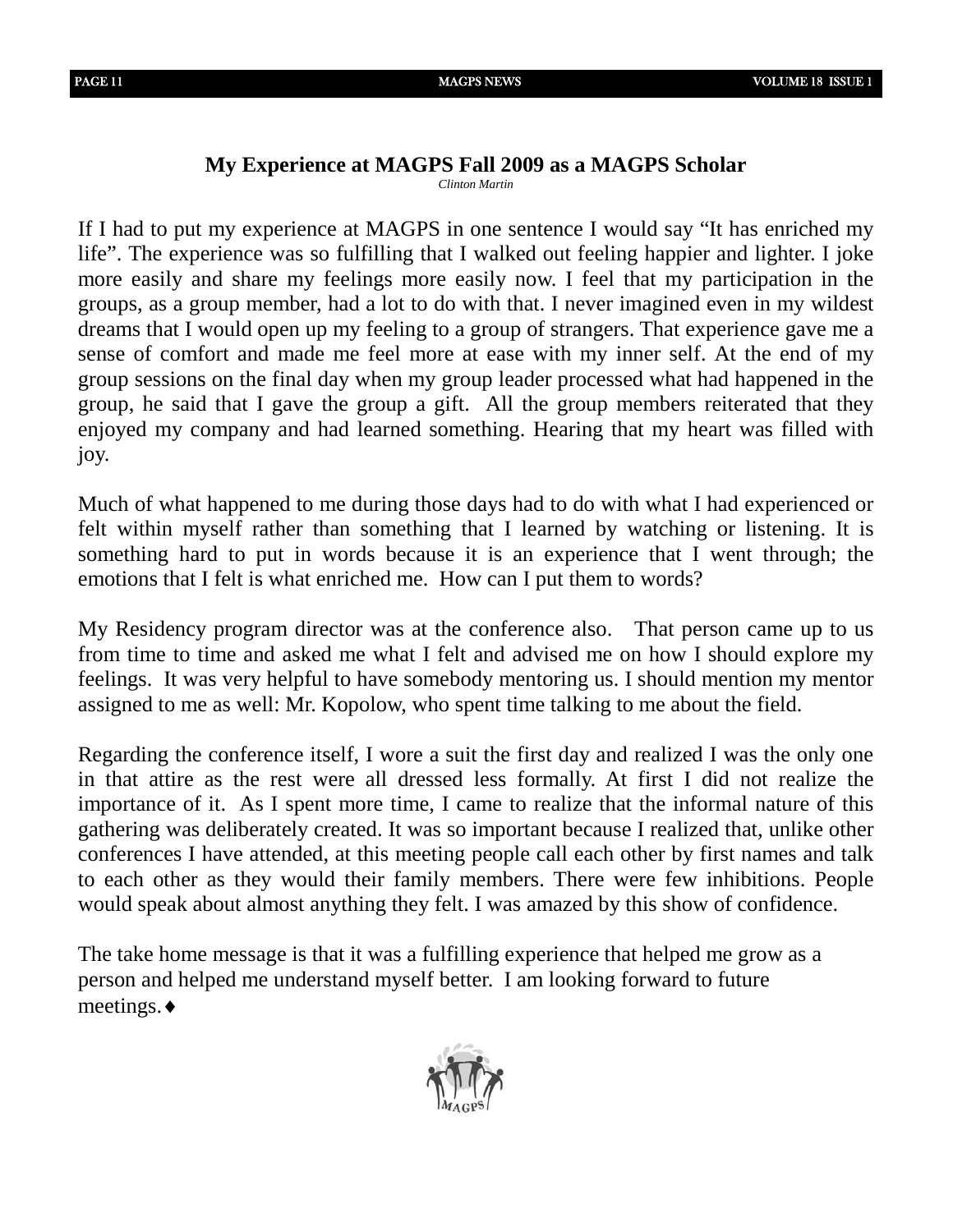## My Experience at MAGPS Fall 2009 as a MAGPS Scholar

*Clinton Martin*

If I had to put my experience at MAGPS in one sentence I would say "It has enriched my life". The experience was so fulfilling that I walked out feeling happier and lighter. I joke more easily and share my feelings more easily now. I feel that my participation in the groups, as a group member, had a lot to do with that. I never imagined even in my wildest dreams that I would open up my feeling to a group of strangers. That experience gave me a sense of comfort and made me feel more at ease with my inner self. At the end of my group sessions on the final day when my group leader processed what had happened in the group, he said that I gave the group a gift. All the group members reiterated that they enjoyed my company and had learned something. Hearing that my heart was filled with joy.

Much of what happened to me during those days had to do with what I had experienced or felt within myself rather than something that I learned by watching or listening. It is something hard to put in words because it is an experience that I went through; the emotions that I felt is what enriched me. How can I put them to words?

My Residency program director was at the conference also. That person came up to us from time to time and asked me what I felt and advised me on how I should explore my feelings. It was very helpful to have somebody mentoring us. I should mention my mentor assigned to me as well: Mr. Kopolow, who spent time talking to me about the field.

Regarding the conference itself, I wore a suit the first day and realized I was the only one in that attire as the rest were all dressed less formally. At first I did not realize the importance of it. As I spent more time, I came to realize that the informal nature of this gathering was deliberately created. It was so important because I realized that, unlike other conferences I have attended, at this meeting people call each other by first names and talk to each other as they would their family members. There were few inhibitions. People would speak about almost anything they felt. I was amazed by this show of confidence.

The take home message is that it was a fulfilling experience that helped me grow as a person and helped me understand myself better. I am looking forward to future meetings.♦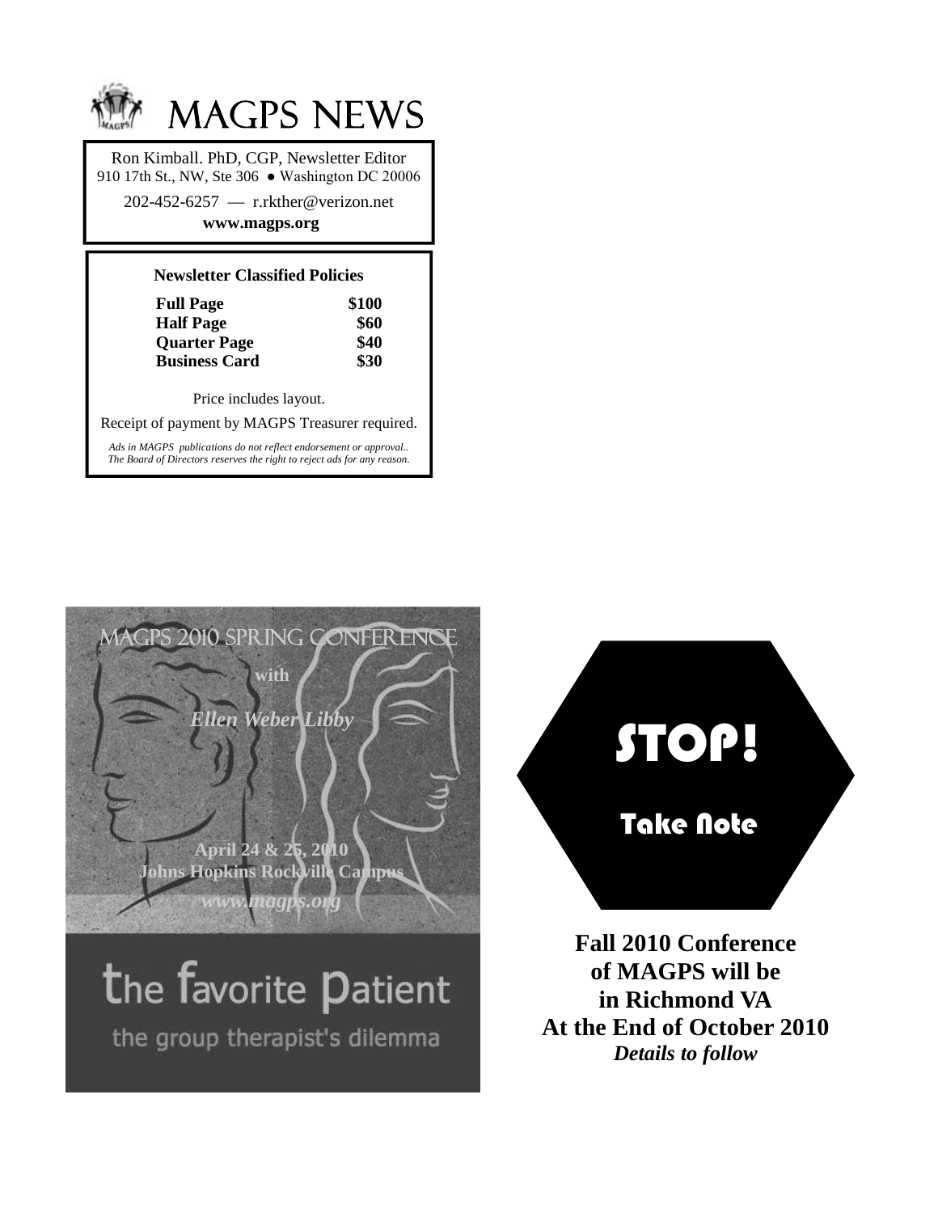# MAGPS NEWS

Ron Kimball. PhD, CGP, Newsletter Editor
910 17th St., NW, Ste 306 ● Washington DC 20006

202-452-6257 — r.rkther@verizon.net

**www.magps.org**

**Newsletter Classified Policies**

| | |
|---|---|
| **Full Page** | **$100** |
| **Half Page** | **$60** |
| **Quarter Page** | **$40** |
| **Business Card** | **$30** |

Price includes layout.

Receipt of payment by MAGPS Treasurer required.

*Ads in MAGPS publications do not reflect endorsement or approval.. The Board of Directors reserves the right to reject ads for any reason.*

MAGPS 2010 SPRING CONFERENCE

**with**

***Ellen Weber Libby***

**April 24 & 25, 2010**
**Johns Hopkins Rockville Campus**
***www.magps.org***

the favorite patient

the group therapist's dilemma

# STOP!

## Take Note

**Fall 2010 Conference of MAGPS will be in Richmond VA At the End of October 2010**
***Details to follow***